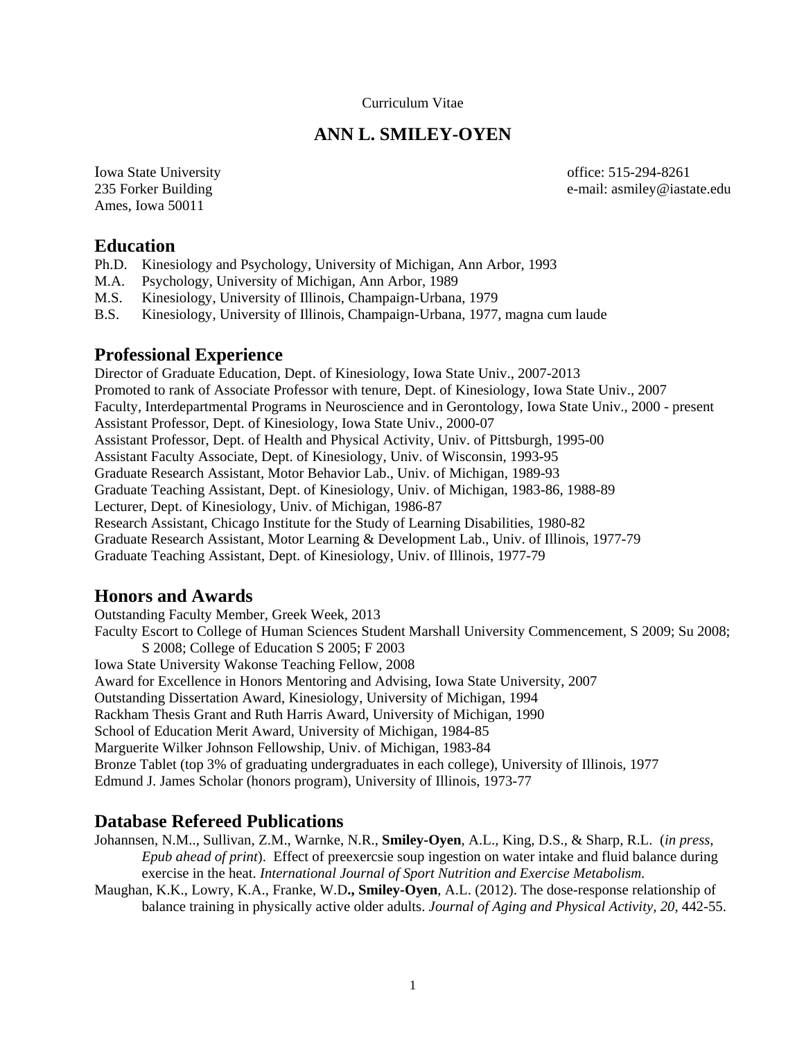Curriculum Vitae

# ANN L. SMILEY-OYEN

Iowa State University
235 Forker Building
Ames, Iowa 50011

office: 515-294-8261
e-mail: asmiley@iastate.edu

## Education

Ph.D. Kinesiology and Psychology, University of Michigan, Ann Arbor, 1993
M.A. Psychology, University of Michigan, Ann Arbor, 1989
M.S. Kinesiology, University of Illinois, Champaign-Urbana, 1979
B.S. Kinesiology, University of Illinois, Champaign-Urbana, 1977, magna cum laude

## Professional Experience

Director of Graduate Education, Dept. of Kinesiology, Iowa State Univ., 2007-2013
Promoted to rank of Associate Professor with tenure, Dept. of Kinesiology, Iowa State Univ., 2007
Faculty, Interdepartmental Programs in Neuroscience and in Gerontology, Iowa State Univ., 2000 - present
Assistant Professor, Dept. of Kinesiology, Iowa State Univ., 2000-07
Assistant Professor, Dept. of Health and Physical Activity, Univ. of Pittsburgh, 1995-00
Assistant Faculty Associate, Dept. of Kinesiology, Univ. of Wisconsin, 1993-95
Graduate Research Assistant, Motor Behavior Lab., Univ. of Michigan, 1989-93
Graduate Teaching Assistant, Dept. of Kinesiology, Univ. of Michigan, 1983-86, 1988-89
Lecturer, Dept. of Kinesiology, Univ. of Michigan, 1986-87
Research Assistant, Chicago Institute for the Study of Learning Disabilities, 1980-82
Graduate Research Assistant, Motor Learning & Development Lab., Univ. of Illinois, 1977-79
Graduate Teaching Assistant, Dept. of Kinesiology, Univ. of Illinois, 1977-79

## Honors and Awards

Outstanding Faculty Member, Greek Week, 2013
Faculty Escort to College of Human Sciences Student Marshall University Commencement, S 2009; Su 2008; S 2008; College of Education S 2005; F 2003
Iowa State University Wakonse Teaching Fellow, 2008
Award for Excellence in Honors Mentoring and Advising, Iowa State University, 2007
Outstanding Dissertation Award, Kinesiology, University of Michigan, 1994
Rackham Thesis Grant and Ruth Harris Award, University of Michigan, 1990
School of Education Merit Award, University of Michigan, 1984-85
Marguerite Wilker Johnson Fellowship, Univ. of Michigan, 1983-84
Bronze Tablet (top 3% of graduating undergraduates in each college), University of Illinois, 1977
Edmund J. James Scholar (honors program), University of Illinois, 1973-77

## Database Refereed Publications

Johannsen, N.M.., Sullivan, Z.M., Warnke, N.R., **Smiley-Oyen**, A.L., King, D.S., & Sharp, R.L. (*in press, Epub ahead of print*). Effect of preexercsie soup ingestion on water intake and fluid balance during exercise in the heat. *International Journal of Sport Nutrition and Exercise Metabolism.*

Maughan, K.K., Lowry, K.A., Franke, W.D**., Smiley-Oyen**, A.L. (2012). The dose-response relationship of balance training in physically active older adults. *Journal of Aging and Physical Activity, 20*, 442-55.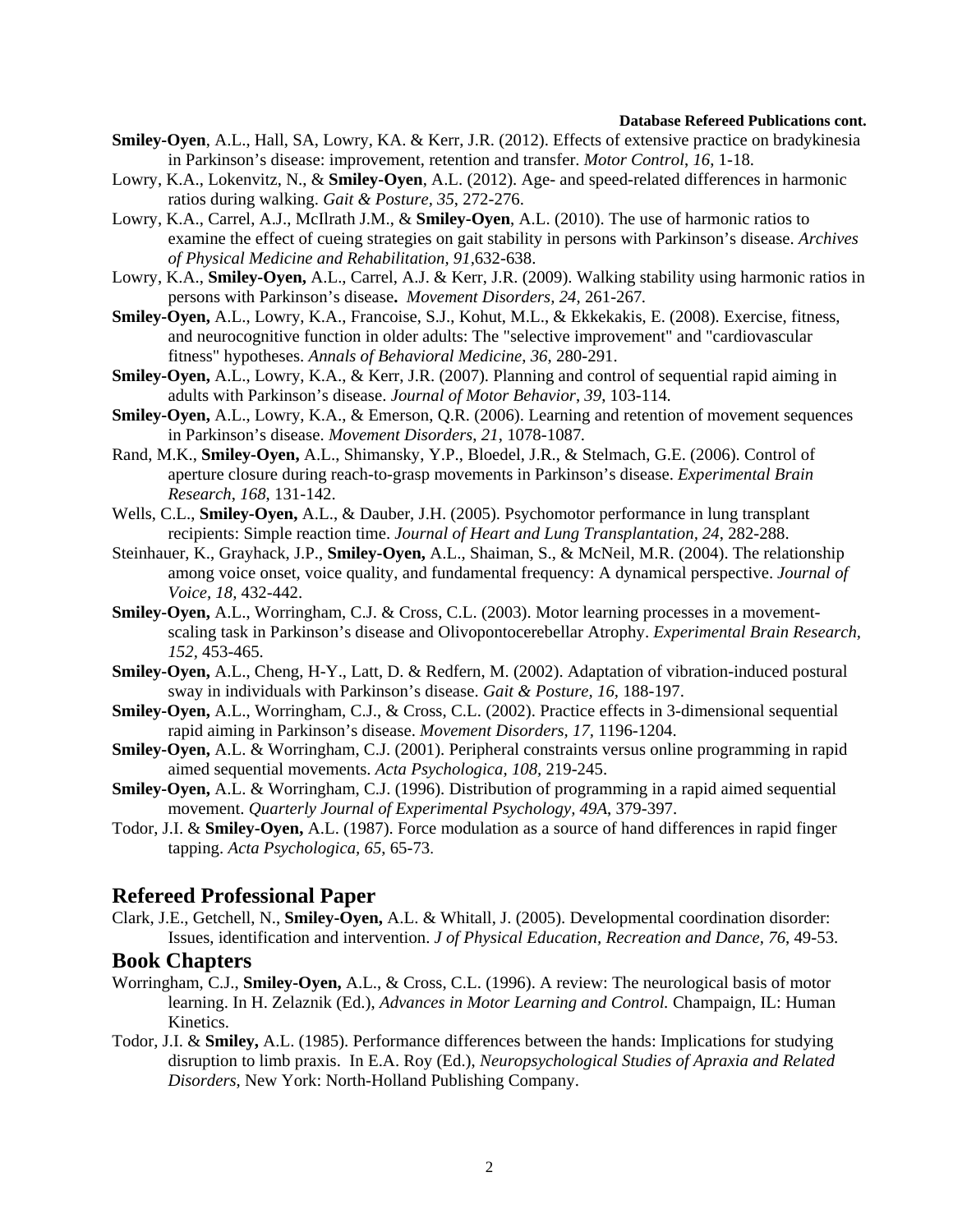**Database Refereed Publications cont.**

**Smiley-Oyen**, A.L., Hall, SA, Lowry, KA. & Kerr, J.R. (2012). Effects of extensive practice on bradykinesia in Parkinson's disease: improvement, retention and transfer. *Motor Control*, *16*, 1-18.

Lowry, K.A., Lokenvitz, N., & **Smiley-Oyen**, A.L. (2012). Age- and speed-related differences in harmonic ratios during walking. *Gait & Posture*, *35*, 272-276.

Lowry, K.A., Carrel, A.J., McIlrath J.M., & **Smiley-Oyen**, A.L. (2010). The use of harmonic ratios to examine the effect of cueing strategies on gait stability in persons with Parkinson's disease. *Archives of Physical Medicine and Rehabilitation*, *91*,632-638.

Lowry, K.A., **Smiley-Oyen,** A.L., Carrel, A.J. & Kerr, J.R. (2009). Walking stability using harmonic ratios in persons with Parkinson's disease**.** *Movement Disorders, 24*, 261-267.

**Smiley-Oyen,** A.L., Lowry, K.A., Francoise, S.J., Kohut, M.L., & Ekkekakis, E. (2008). Exercise, fitness, and neurocognitive function in older adults: The "selective improvement" and "cardiovascular fitness" hypotheses. *Annals of Behavioral Medicine, 36,* 280-291.

**Smiley-Oyen,** A.L., Lowry, K.A., & Kerr, J.R. (2007). Planning and control of sequential rapid aiming in adults with Parkinson's disease. *Journal of Motor Behavior*, *39*, 103-114*.*

**Smiley-Oyen,** A.L., Lowry, K.A., & Emerson, Q.R. (2006). Learning and retention of movement sequences in Parkinson's disease. *Movement Disorders*, *21*, 1078-1087*.*

Rand, M.K., **Smiley-Oyen,** A.L., Shimansky, Y.P., Bloedel, J.R., & Stelmach, G.E. (2006). Control of aperture closure during reach-to-grasp movements in Parkinson's disease. *Experimental Brain Research*, *168*, 131-142.

Wells, C.L., **Smiley-Oyen,** A.L., & Dauber, J.H. (2005). Psychomotor performance in lung transplant recipients: Simple reaction time. *Journal of Heart and Lung Transplantation, 24,* 282-288.

Steinhauer, K., Grayhack, J.P., **Smiley-Oyen,** A.L., Shaiman, S., & McNeil, M.R. (2004). The relationship among voice onset, voice quality, and fundamental frequency: A dynamical perspective. *Journal of Voice, 18,* 432-442.

**Smiley-Oyen,** A.L., Worringham, C.J. & Cross, C.L. (2003). Motor learning processes in a movement-scaling task in Parkinson's disease and Olivopontocerebellar Atrophy. *Experimental Brain Research, 152,* 453-465.

**Smiley-Oyen,** A.L., Cheng, H-Y., Latt, D. & Redfern, M. (2002). Adaptation of vibration-induced postural sway in individuals with Parkinson's disease. *Gait & Posture, 16,* 188-197.

**Smiley-Oyen,** A.L., Worringham, C.J., & Cross, C.L. (2002). Practice effects in 3-dimensional sequential rapid aiming in Parkinson's disease. *Movement Disorders*, *17*, 1196-1204.

**Smiley-Oyen,** A.L. & Worringham, C.J. (2001). Peripheral constraints versus online programming in rapid aimed sequential movements. *Acta Psychologica, 108,* 219-245.

**Smiley-Oyen,** A.L. & Worringham, C.J. (1996). Distribution of programming in a rapid aimed sequential movement. *Quarterly Journal of Experimental Psychology*, *49A*, 379-397.

Todor, J.I. & **Smiley-Oyen,** A.L. (1987). Force modulation as a source of hand differences in rapid finger tapping. *Acta Psychologica, 65*, 65-73.

## Refereed Professional Paper

Clark, J.E., Getchell, N., **Smiley-Oyen,** A.L. & Whitall, J. (2005). Developmental coordination disorder: Issues, identification and intervention. *J of Physical Education, Recreation and Dance, 76*, 49-53.

## Book Chapters

Worringham, C.J., **Smiley-Oyen,** A.L., & Cross, C.L. (1996). A review: The neurological basis of motor learning. In H. Zelaznik (Ed.), *Advances in Motor Learning and Control.* Champaign, IL: Human Kinetics.

Todor, J.I. & **Smiley,** A.L. (1985). Performance differences between the hands: Implications for studying disruption to limb praxis. In E.A. Roy (Ed.), *Neuropsychological Studies of Apraxia and Related Disorders*, New York: North-Holland Publishing Company.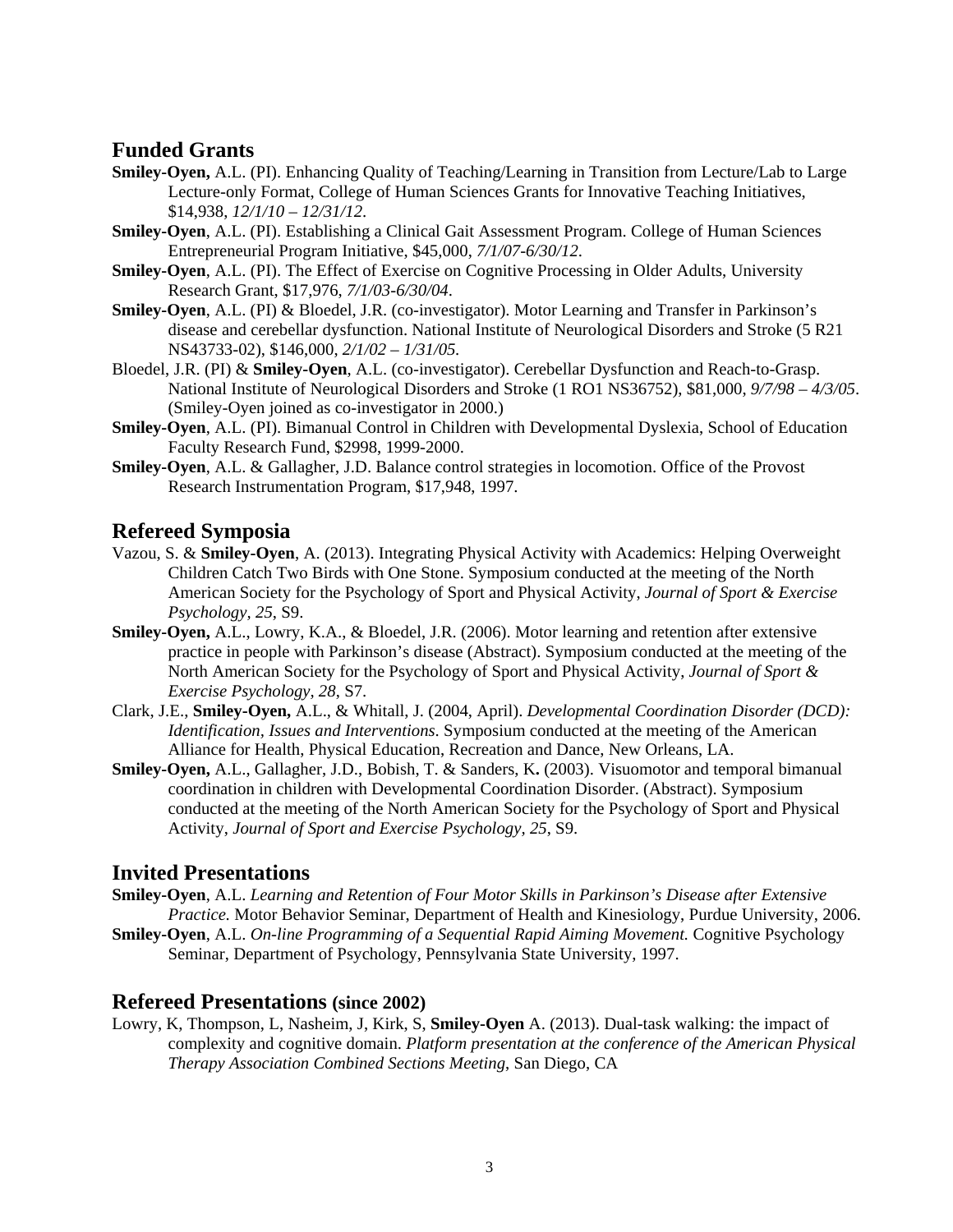## Funded Grants

**Smiley-Oyen,** A.L. (PI). Enhancing Quality of Teaching/Learning in Transition from Lecture/Lab to Large Lecture-only Format, College of Human Sciences Grants for Innovative Teaching Initiatives, $14,938, *12/1/10 – 12/31/12*.

**Smiley-Oyen**, A.L. (PI). Establishing a Clinical Gait Assessment Program. College of Human Sciences Entrepreneurial Program Initiative, $45,000, *7/1/07-6/30/12*.

**Smiley-Oyen**, A.L. (PI). The Effect of Exercise on Cognitive Processing in Older Adults, University Research Grant, $17,976, *7/1/03-6/30/04*.

**Smiley-Oyen**, A.L. (PI) & Bloedel, J.R. (co-investigator). Motor Learning and Transfer in Parkinson's disease and cerebellar dysfunction. National Institute of Neurological Disorders and Stroke (5 R21 NS43733-02), $146,000, *2/1/02 – 1/31/05*.

Bloedel, J.R. (PI) & **Smiley-Oyen**, A.L. (co-investigator). Cerebellar Dysfunction and Reach-to-Grasp. National Institute of Neurological Disorders and Stroke (1 RO1 NS36752), $81,000, *9/7/98 – 4/3/05*. (Smiley-Oyen joined as co-investigator in 2000.)

**Smiley-Oyen**, A.L. (PI). Bimanual Control in Children with Developmental Dyslexia, School of Education Faculty Research Fund, $2998, 1999-2000.

**Smiley-Oyen**, A.L. & Gallagher, J.D. Balance control strategies in locomotion. Office of the Provost Research Instrumentation Program, $17,948, 1997.

## Refereed Symposia

Vazou, S. & **Smiley-Oyen**, A. (2013). Integrating Physical Activity with Academics: Helping Overweight Children Catch Two Birds with One Stone. Symposium conducted at the meeting of the North American Society for the Psychology of Sport and Physical Activity, *Journal of Sport & Exercise Psychology, 25*, S9.

**Smiley-Oyen,** A.L., Lowry, K.A., & Bloedel, J.R. (2006). Motor learning and retention after extensive practice in people with Parkinson's disease (Abstract). Symposium conducted at the meeting of the North American Society for the Psychology of Sport and Physical Activity, *Journal of Sport & Exercise Psychology, 28*, S7.

Clark, J.E., **Smiley-Oyen,** A.L., & Whitall, J. (2004, April). *Developmental Coordination Disorder (DCD): Identification, Issues and Interventions*. Symposium conducted at the meeting of the American Alliance for Health, Physical Education, Recreation and Dance, New Orleans, LA.

**Smiley-Oyen,** A.L., Gallagher, J.D., Bobish, T. & Sanders, K**.** (2003). Visuomotor and temporal bimanual coordination in children with Developmental Coordination Disorder. (Abstract). Symposium conducted at the meeting of the North American Society for the Psychology of Sport and Physical Activity, *Journal of Sport and Exercise Psychology, 25*, S9.

## Invited Presentations

**Smiley-Oyen**, A.L. *Learning and Retention of Four Motor Skills in Parkinson's Disease after Extensive Practice.* Motor Behavior Seminar, Department of Health and Kinesiology, Purdue University, 2006.

**Smiley-Oyen**, A.L. *On-line Programming of a Sequential Rapid Aiming Movement.* Cognitive Psychology Seminar, Department of Psychology, Pennsylvania State University, 1997.

## Refereed Presentations (since 2002)

Lowry, K, Thompson, L, Nasheim, J, Kirk, S, **Smiley-Oyen** A. (2013). Dual-task walking: the impact of complexity and cognitive domain. *Platform presentation at the conference of the American Physical Therapy Association Combined Sections Meeting*, San Diego, CA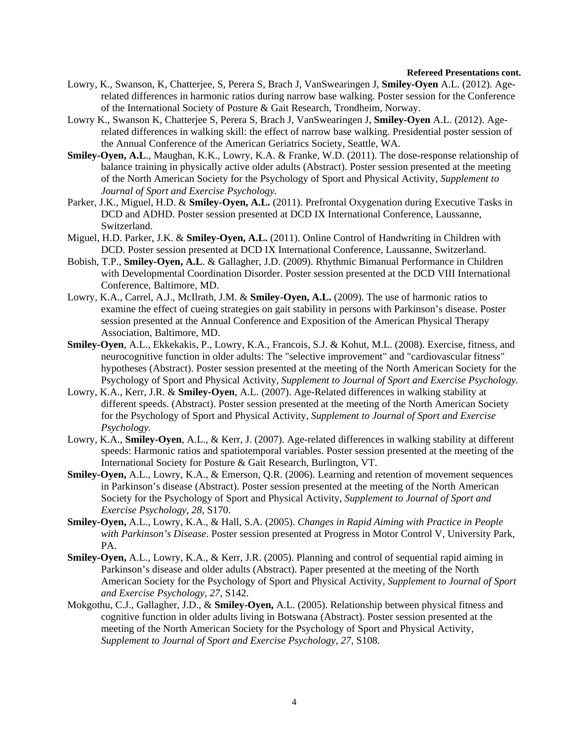**Refereed Presentations cont.**

Lowry, K., Swanson, K, Chatterjee, S, Perera S, Brach J, VanSwearingen J, **Smiley-Oyen** A.L. (2012). Age-related differences in harmonic ratios during narrow base walking. Poster session for the Conference of the International Society of Posture & Gait Research, Trondheim, Norway.

Lowry K., Swanson K, Chatterjee S, Perera S, Brach J, VanSwearingen J, **Smiley-Oyen** A.L. (2012). Age-related differences in walking skill: the effect of narrow base walking. Presidential poster session of the Annual Conference of the American Geriatrics Society, Seattle, WA.

**Smiley-Oyen, A.L**., Maughan, K.K., Lowry, K.A. & Franke, W.D. (2011). The dose-response relationship of balance training in physically active older adults (Abstract). Poster session presented at the meeting of the North American Society for the Psychology of Sport and Physical Activity, *Supplement to Journal of Sport and Exercise Psychology.*

Parker, J.K., Miguel, H.D. & **Smiley-Oyen, A.L.** (2011). Prefrontal Oxygenation during Executive Tasks in DCD and ADHD. Poster session presented at DCD IX International Conference, Laussanne, Switzerland.

Miguel, H.D. Parker, J.K. & **Smiley-Oyen, A.L.** (2011). Online Control of Handwriting in Children with DCD. Poster session presented at DCD IX International Conference, Laussanne, Switzerland.

Bobish, T.P., **Smiley-Oyen, A.L**. & Gallagher, J.D. (2009). Rhythmic Bimanual Performance in Children with Developmental Coordination Disorder. Poster session presented at the DCD VIII International Conference, Baltimore, MD.

Lowry, K.A., Carrel, A.J., McIlrath, J.M. & **Smiley-Oyen, A.L.** (2009). The use of harmonic ratios to examine the effect of cueing strategies on gait stability in persons with Parkinson's disease. Poster session presented at the Annual Conference and Exposition of the American Physical Therapy Association, Baltimore, MD.

**Smiley-Oyen**, A.L., Ekkekakis, P., Lowry, K.A., Francois, S.J. & Kohut, M.L. (2008). Exercise, fitness, and neurocognitive function in older adults: The "selective improvement" and "cardiovascular fitness" hypotheses (Abstract). Poster session presented at the meeting of the North American Society for the Psychology of Sport and Physical Activity, *Supplement to Journal of Sport and Exercise Psychology.*

Lowry, K.A., Kerr, J.R. & **Smiley-Oyen**, A.L. (2007). Age-Related differences in walking stability at different speeds. (Abstract). Poster session presented at the meeting of the North American Society for the Psychology of Sport and Physical Activity, *Supplement to Journal of Sport and Exercise Psychology.*

Lowry, K.A., **Smiley-Oyen**, A.L., & Kerr, J. (2007). Age-related differences in walking stability at different speeds: Harmonic ratios and spatiotemporal variables. Poster session presented at the meeting of the International Society for Posture & Gait Research, Burlington, VT.

**Smiley-Oyen,** A.L., Lowry, K.A., & Emerson, Q.R. (2006). Learning and retention of movement sequences in Parkinson's disease (Abstract). Poster session presented at the meeting of the North American Society for the Psychology of Sport and Physical Activity, *Supplement to Journal of Sport and Exercise Psychology, 28*, S170.

**Smiley-Oyen,** A.L., Lowry, K.A., & Hall, S.A. (2005). *Changes in Rapid Aiming with Practice in People with Parkinson's Disease*. Poster session presented at Progress in Motor Control V, University Park, PA.

**Smiley-Oyen,** A.L., Lowry, K.A., & Kerr, J.R. (2005). Planning and control of sequential rapid aiming in Parkinson's disease and older adults (Abstract). Paper presented at the meeting of the North American Society for the Psychology of Sport and Physical Activity, *Supplement to Journal of Sport and Exercise Psychology, 27,* S142.

Mokgothu, C.J., Gallagher, J.D., & **Smiley-Oyen,** A.L. (2005). Relationship between physical fitness and cognitive function in older adults living in Botswana (Abstract). Poster session presented at the meeting of the North American Society for the Psychology of Sport and Physical Activity, *Supplement to Journal of Sport and Exercise Psychology, 27,* S108.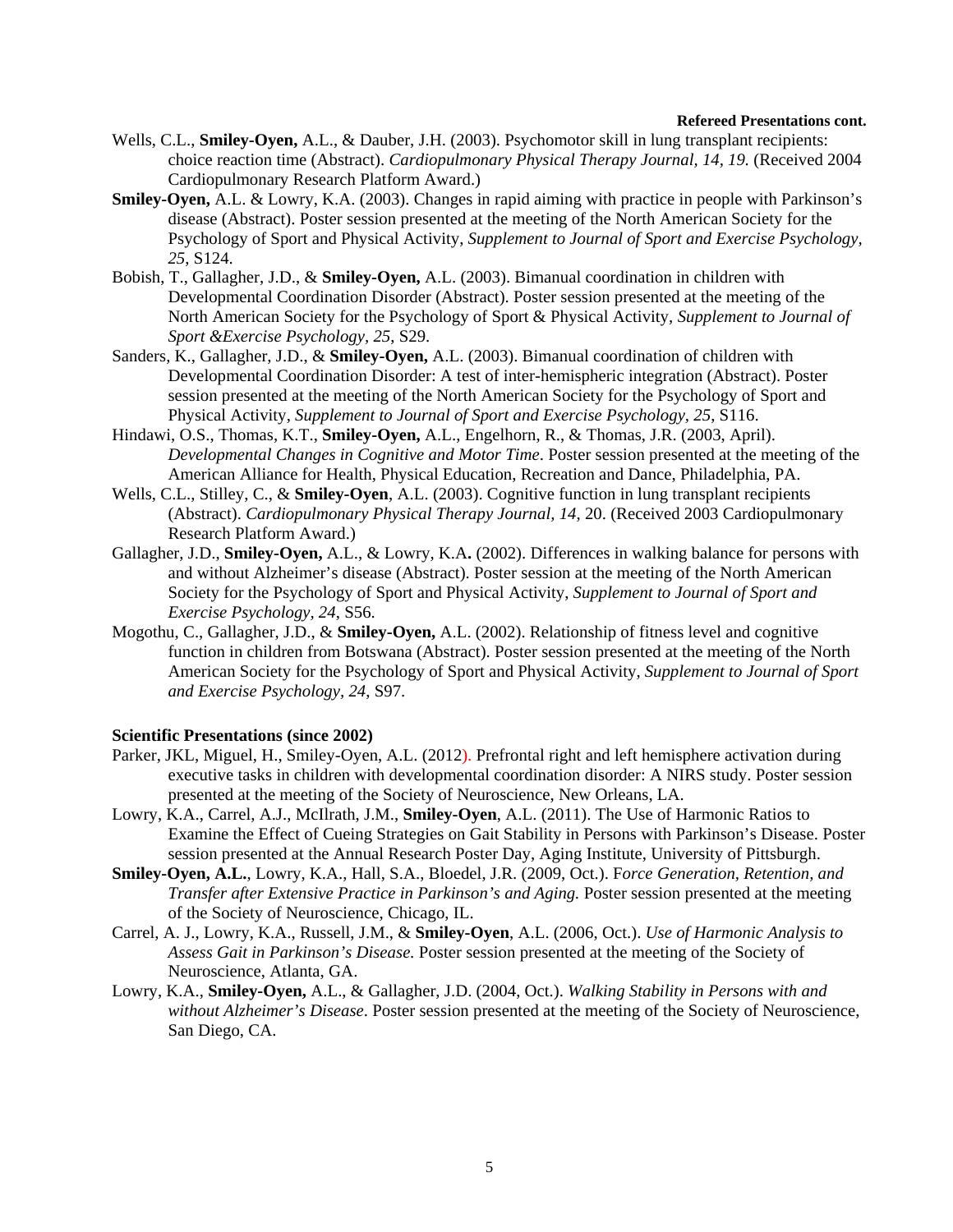**Refereed Presentations cont.**

Wells, C.L., **Smiley-Oyen,** A.L., & Dauber, J.H. (2003). Psychomotor skill in lung transplant recipients: choice reaction time (Abstract). *Cardiopulmonary Physical Therapy Journal, 14, 19.* (Received 2004 Cardiopulmonary Research Platform Award.)

**Smiley-Oyen,** A.L. & Lowry, K.A. (2003). Changes in rapid aiming with practice in people with Parkinson's disease (Abstract). Poster session presented at the meeting of the North American Society for the Psychology of Sport and Physical Activity, *Supplement to Journal of Sport and Exercise Psychology, 25,* S124.

Bobish, T., Gallagher, J.D., & **Smiley-Oyen,** A.L. (2003). Bimanual coordination in children with Developmental Coordination Disorder (Abstract). Poster session presented at the meeting of the North American Society for the Psychology of Sport & Physical Activity, *Supplement to Journal of Sport &Exercise Psychology, 25,* S29.

Sanders, K., Gallagher, J.D., & **Smiley-Oyen,** A.L. (2003). Bimanual coordination of children with Developmental Coordination Disorder: A test of inter-hemispheric integration (Abstract). Poster session presented at the meeting of the North American Society for the Psychology of Sport and Physical Activity, *Supplement to Journal of Sport and Exercise Psychology, 25,* S116.

Hindawi, O.S., Thomas, K.T., **Smiley-Oyen,** A.L., Engelhorn, R., & Thomas, J.R. (2003, April). *Developmental Changes in Cognitive and Motor Time*. Poster session presented at the meeting of the American Alliance for Health, Physical Education, Recreation and Dance, Philadelphia, PA.

Wells, C.L., Stilley, C., & **Smiley-Oyen**, A.L. (2003). Cognitive function in lung transplant recipients (Abstract). *Cardiopulmonary Physical Therapy Journal, 14,* 20. (Received 2003 Cardiopulmonary Research Platform Award.)

Gallagher, J.D., **Smiley-Oyen,** A.L., & Lowry, K.A**.** (2002). Differences in walking balance for persons with and without Alzheimer's disease (Abstract). Poster session at the meeting of the North American Society for the Psychology of Sport and Physical Activity, *Supplement to Journal of Sport and Exercise Psychology, 24,* S56.

Mogothu, C., Gallagher, J.D., & **Smiley-Oyen,** A.L. (2002). Relationship of fitness level and cognitive function in children from Botswana (Abstract). Poster session presented at the meeting of the North American Society for the Psychology of Sport and Physical Activity, *Supplement to Journal of Sport and Exercise Psychology, 24,* S97.

**Scientific Presentations (since 2002)**

Parker, JKL, Miguel, H., Smiley-Oyen, A.L. (2012). Prefrontal right and left hemisphere activation during executive tasks in children with developmental coordination disorder: A NIRS study. Poster session presented at the meeting of the Society of Neuroscience, New Orleans, LA.

Lowry, K.A., Carrel, A.J., McIlrath, J.M., **Smiley-Oyen**, A.L. (2011). The Use of Harmonic Ratios to Examine the Effect of Cueing Strategies on Gait Stability in Persons with Parkinson's Disease. Poster session presented at the Annual Research Poster Day, Aging Institute, University of Pittsburgh.

**Smiley-Oyen, A.L.**, Lowry, K.A., Hall, S.A., Bloedel, J.R. (2009, Oct.). F*orce Generation, Retention, and Transfer after Extensive Practice in Parkinson's and Aging.* Poster session presented at the meeting of the Society of Neuroscience, Chicago, IL.

Carrel, A. J., Lowry, K.A., Russell, J.M., & **Smiley-Oyen**, A.L. (2006, Oct.). *Use of Harmonic Analysis to Assess Gait in Parkinson's Disease.* Poster session presented at the meeting of the Society of Neuroscience, Atlanta, GA.

Lowry, K.A., **Smiley-Oyen,** A.L., & Gallagher, J.D. (2004, Oct.). *Walking Stability in Persons with and without Alzheimer's Disease*. Poster session presented at the meeting of the Society of Neuroscience, San Diego, CA.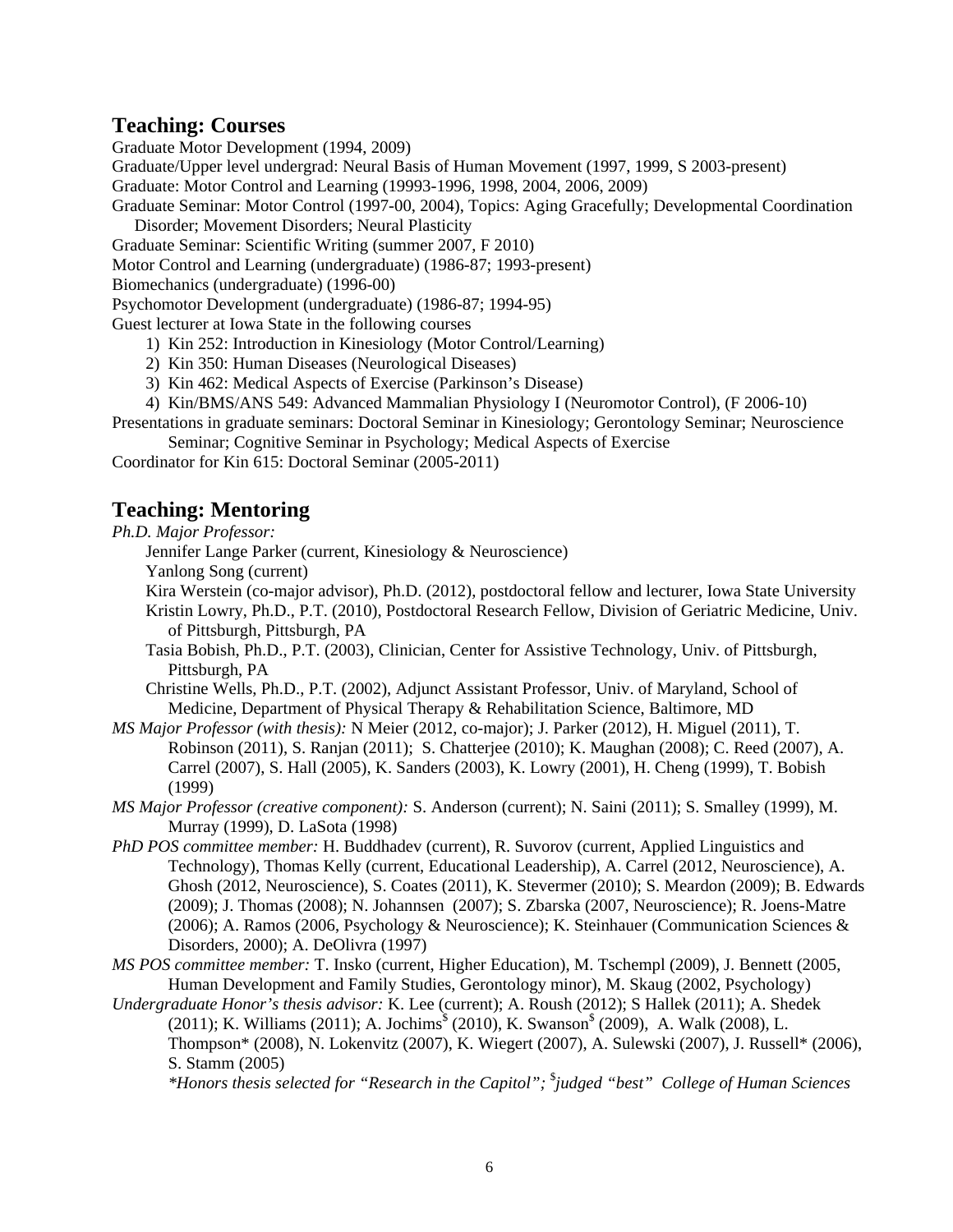## Teaching: Courses

Graduate Motor Development (1994, 2009)

Graduate/Upper level undergrad: Neural Basis of Human Movement (1997, 1999, S 2003-present)

Graduate: Motor Control and Learning (19993-1996, 1998, 2004, 2006, 2009)

Graduate Seminar: Motor Control (1997-00, 2004), Topics: Aging Gracefully; Developmental Coordination Disorder; Movement Disorders; Neural Plasticity

Graduate Seminar: Scientific Writing (summer 2007, F 2010)

Motor Control and Learning (undergraduate) (1986-87; 1993-present)

Biomechanics (undergraduate) (1996-00)

Psychomotor Development (undergraduate) (1986-87; 1994-95)

Guest lecturer at Iowa State in the following courses

1) Kin 252: Introduction in Kinesiology (Motor Control/Learning)
2) Kin 350: Human Diseases (Neurological Diseases)
3) Kin 462: Medical Aspects of Exercise (Parkinson's Disease)
4) Kin/BMS/ANS 549: Advanced Mammalian Physiology I (Neuromotor Control), (F 2006-10)

Presentations in graduate seminars: Doctoral Seminar in Kinesiology; Gerontology Seminar; Neuroscience Seminar; Cognitive Seminar in Psychology; Medical Aspects of Exercise

Coordinator for Kin 615: Doctoral Seminar (2005-2011)

## Teaching: Mentoring

*Ph.D. Major Professor:*

Jennifer Lange Parker (current, Kinesiology & Neuroscience)

Yanlong Song (current)

Kira Werstein (co-major advisor), Ph.D. (2012), postdoctoral fellow and lecturer, Iowa State University

Kristin Lowry, Ph.D., P.T. (2010), Postdoctoral Research Fellow, Division of Geriatric Medicine, Univ. of Pittsburgh, Pittsburgh, PA

Tasia Bobish, Ph.D., P.T. (2003), Clinician, Center for Assistive Technology, Univ. of Pittsburgh, Pittsburgh, PA

Christine Wells, Ph.D., P.T. (2002), Adjunct Assistant Professor, Univ. of Maryland, School of Medicine, Department of Physical Therapy & Rehabilitation Science, Baltimore, MD

*MS Major Professor (with thesis):* N Meier (2012, co-major); J. Parker (2012), H. Miguel (2011), T. Robinson (2011), S. Ranjan (2011); S. Chatterjee (2010); K. Maughan (2008); C. Reed (2007), A. Carrel (2007), S. Hall (2005), K. Sanders (2003), K. Lowry (2001), H. Cheng (1999), T. Bobish (1999)

*MS Major Professor (creative component):* S. Anderson (current); N. Saini (2011); S. Smalley (1999), M. Murray (1999), D. LaSota (1998)

*PhD POS committee member:* H. Buddhadev (current), R. Suvorov (current, Applied Linguistics and Technology), Thomas Kelly (current, Educational Leadership), A. Carrel (2012, Neuroscience), A. Ghosh (2012, Neuroscience), S. Coates (2011), K. Stevermer (2010); S. Meardon (2009); B. Edwards (2009); J. Thomas (2008); N. Johannsen (2007); S. Zbarska (2007, Neuroscience); R. Joens-Matre (2006); A. Ramos (2006, Psychology & Neuroscience); K. Steinhauer (Communication Sciences & Disorders, 2000); A. DeOlivra (1997)

*MS POS committee member:* T. Insko (current, Higher Education), M. Tschempl (2009), J. Bennett (2005, Human Development and Family Studies, Gerontology minor), M. Skaug (2002, Psychology)

*Undergraduate Honor's thesis advisor:* K. Lee (current); A. Roush (2012); S Hallek (2011); A. Shedek (2011); K. Williams (2011); A. Jochims[$] (2010), K. Swanson[$] (2009), A. Walk (2008), L. Thompson* (2008), N. Lokenvitz (2007), K. Wiegert (2007), A. Sulewski (2007), J. Russell* (2006), S. Stamm (2005)

*\*Honors thesis selected for "Research in the Capitol"; [$]judged "best" College of Human Sciences*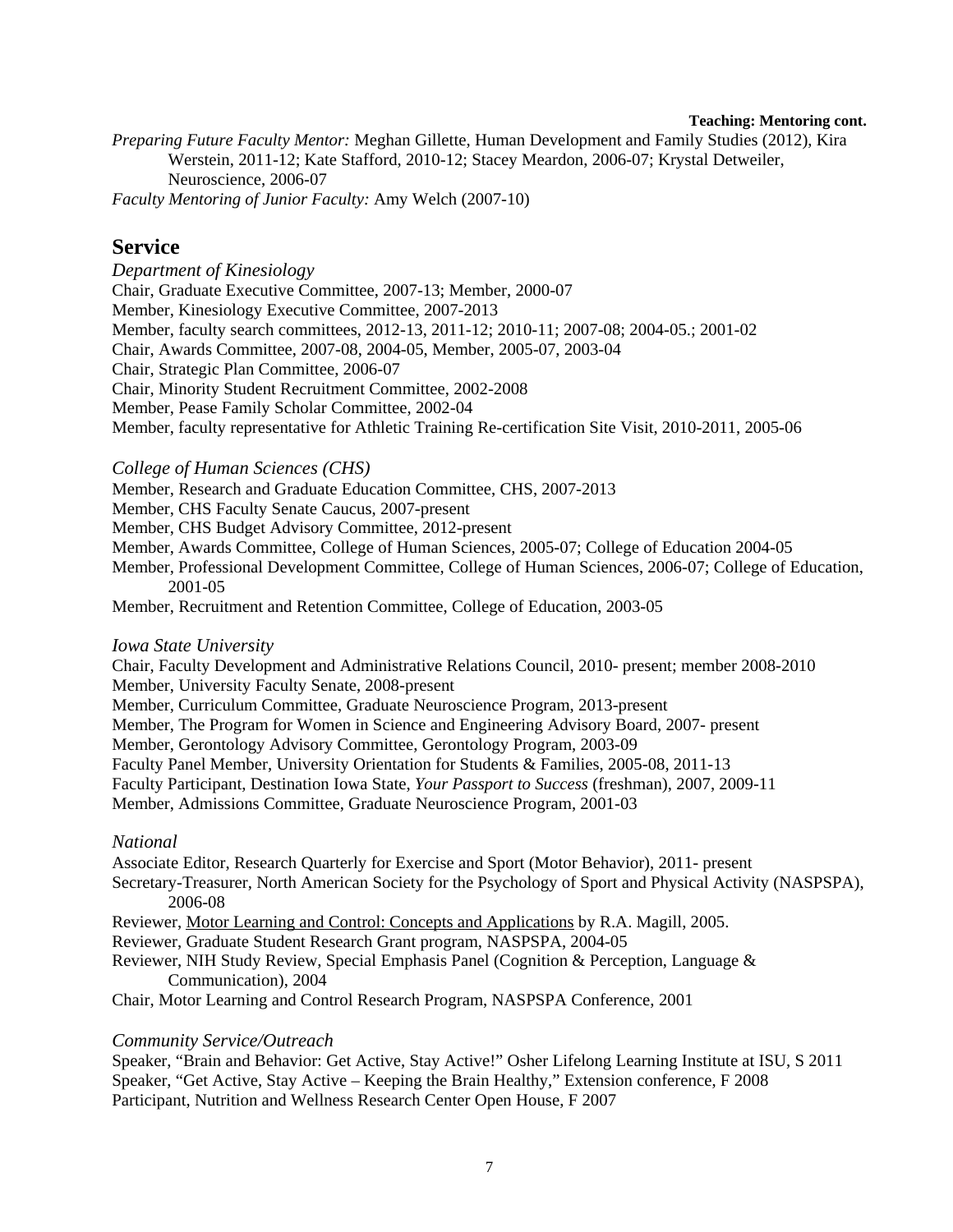**Teaching: Mentoring cont.**

*Preparing Future Faculty Mentor:* Meghan Gillette, Human Development and Family Studies (2012), Kira Werstein, 2011-12; Kate Stafford, 2010-12; Stacey Meardon, 2006-07; Krystal Detweiler, Neuroscience, 2006-07

*Faculty Mentoring of Junior Faculty:* Amy Welch (2007-10)

## Service

*Department of Kinesiology*

Chair, Graduate Executive Committee, 2007-13; Member, 2000-07
Member, Kinesiology Executive Committee, 2007-2013
Member, faculty search committees, 2012-13, 2011-12; 2010-11; 2007-08; 2004-05.; 2001-02
Chair, Awards Committee, 2007-08, 2004-05, Member, 2005-07, 2003-04
Chair, Strategic Plan Committee, 2006-07
Chair, Minority Student Recruitment Committee, 2002-2008
Member, Pease Family Scholar Committee, 2002-04
Member, faculty representative for Athletic Training Re-certification Site Visit, 2010-2011, 2005-06

*College of Human Sciences (CHS)*

Member, Research and Graduate Education Committee, CHS, 2007-2013
Member, CHS Faculty Senate Caucus, 2007-present
Member, CHS Budget Advisory Committee, 2012-present
Member, Awards Committee, College of Human Sciences, 2005-07; College of Education 2004-05
Member, Professional Development Committee, College of Human Sciences, 2006-07; College of Education, 2001-05
Member, Recruitment and Retention Committee, College of Education, 2003-05

*Iowa State University*

Chair, Faculty Development and Administrative Relations Council, 2010- present; member 2008-2010
Member, University Faculty Senate, 2008-present
Member, Curriculum Committee, Graduate Neuroscience Program, 2013-present
Member, The Program for Women in Science and Engineering Advisory Board, 2007- present
Member, Gerontology Advisory Committee, Gerontology Program, 2003-09
Faculty Panel Member, University Orientation for Students & Families, 2005-08, 2011-13
Faculty Participant, Destination Iowa State, *Your Passport to Success* (freshman), 2007, 2009-11
Member, Admissions Committee, Graduate Neuroscience Program, 2001-03

*National*

Associate Editor, Research Quarterly for Exercise and Sport (Motor Behavior), 2011- present
Secretary-Treasurer, North American Society for the Psychology of Sport and Physical Activity (NASPSPA), 2006-08
Reviewer, Motor Learning and Control: Concepts and Applications by R.A. Magill, 2005.
Reviewer, Graduate Student Research Grant program, NASPSPA, 2004-05
Reviewer, NIH Study Review, Special Emphasis Panel (Cognition & Perception, Language & Communication), 2004
Chair, Motor Learning and Control Research Program, NASPSPA Conference, 2001

*Community Service/Outreach*

Speaker, "Brain and Behavior: Get Active, Stay Active!" Osher Lifelong Learning Institute at ISU, S 2011
Speaker, "Get Active, Stay Active – Keeping the Brain Healthy," Extension conference, F 2008
Participant, Nutrition and Wellness Research Center Open House, F 2007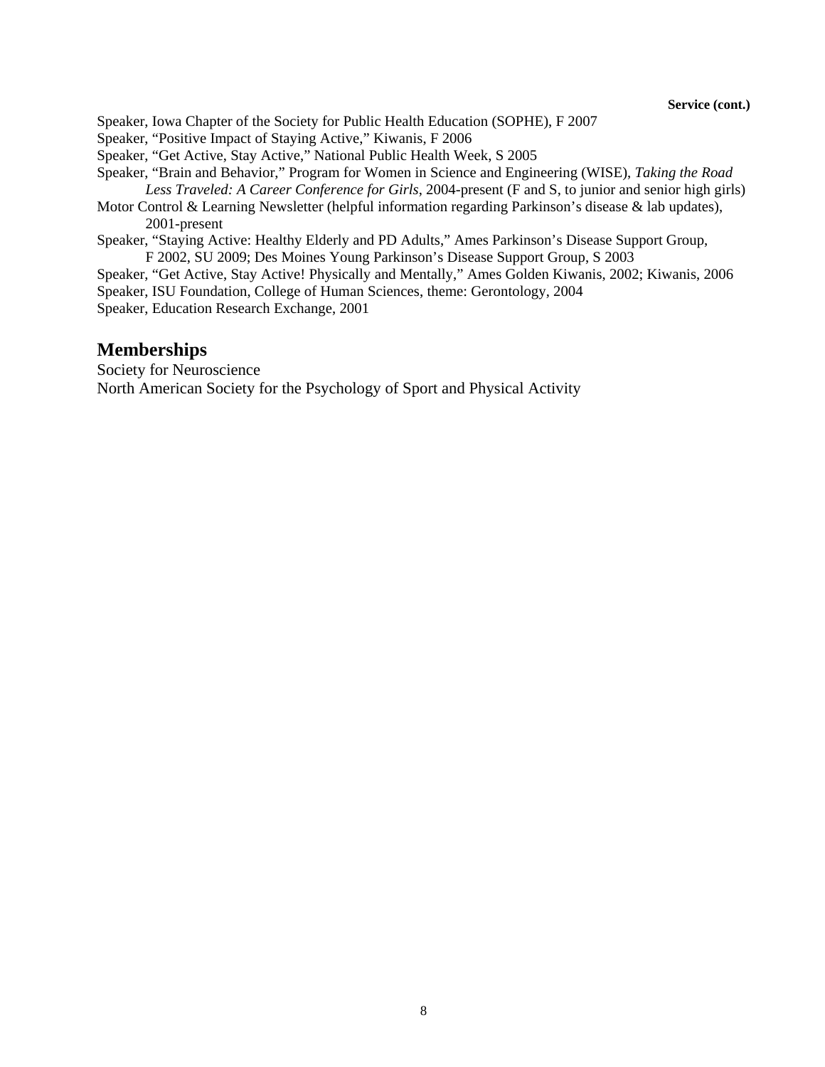**Service (cont.)**

Speaker, Iowa Chapter of the Society for Public Health Education (SOPHE), F 2007

Speaker, "Positive Impact of Staying Active," Kiwanis, F 2006

Speaker, "Get Active, Stay Active," National Public Health Week, S 2005

Speaker, "Brain and Behavior," Program for Women in Science and Engineering (WISE), *Taking the Road Less Traveled: A Career Conference for Girls*, 2004-present (F and S, to junior and senior high girls)

Motor Control & Learning Newsletter (helpful information regarding Parkinson's disease & lab updates), 2001-present

Speaker, "Staying Active: Healthy Elderly and PD Adults," Ames Parkinson's Disease Support Group, F 2002, SU 2009; Des Moines Young Parkinson's Disease Support Group, S 2003

Speaker, "Get Active, Stay Active! Physically and Mentally," Ames Golden Kiwanis, 2002; Kiwanis, 2006

Speaker, ISU Foundation, College of Human Sciences, theme: Gerontology, 2004

Speaker, Education Research Exchange, 2001

## Memberships

Society for Neuroscience

North American Society for the Psychology of Sport and Physical Activity